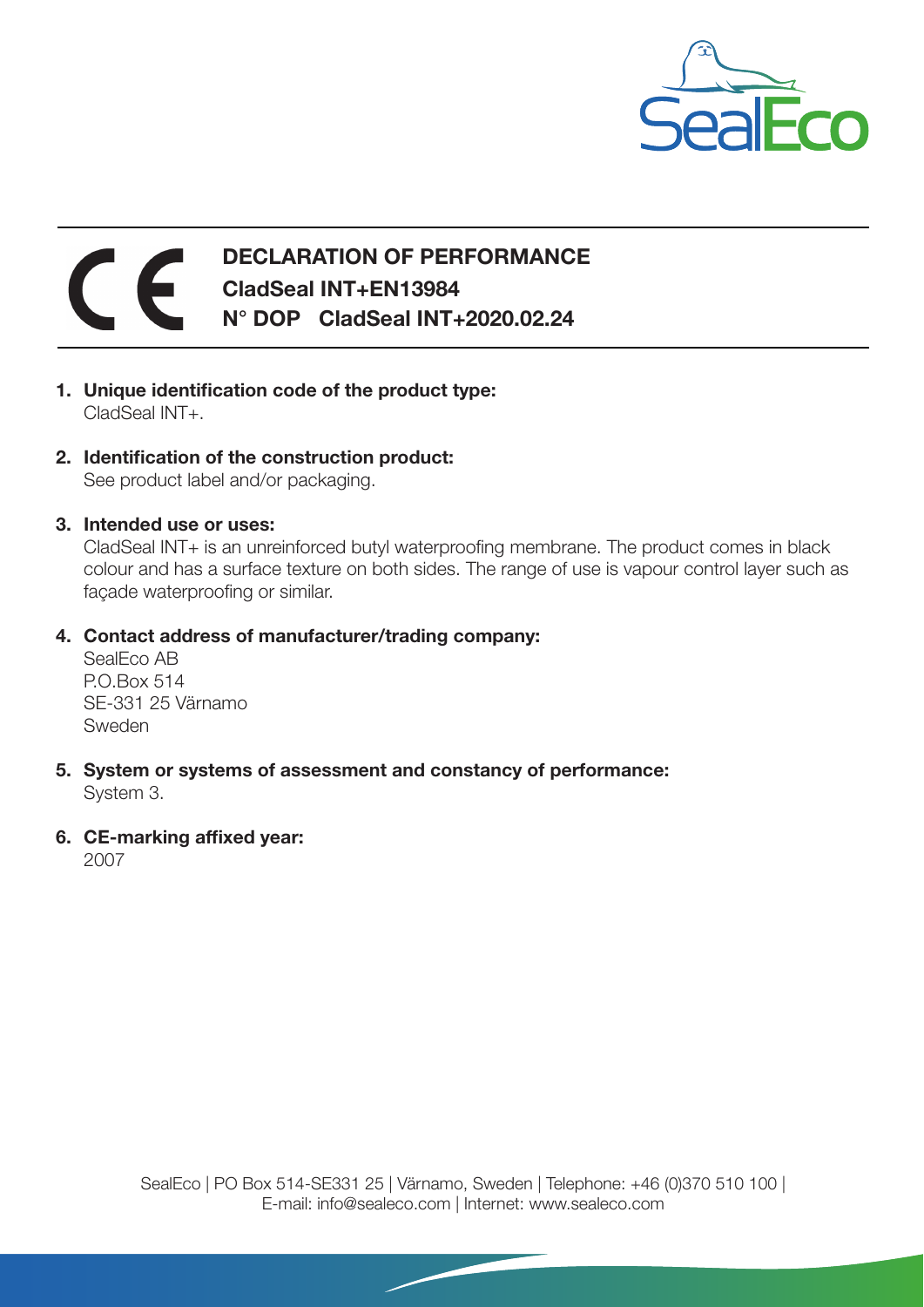# DECLARATION OF PERFORMANCE

**CladSeal INT+EN13984**

**N° DOP   CladSeal INT+2020.02.24**

1. **Unique identification code of the product type:**
   CladSeal INT+.

2. **Identification of the construction product:**
   See product label and/or packaging.

3. **Intended use or uses:**
   CladSeal INT+ is an unreinforced butyl waterproofing membrane. The product comes in black colour and has a surface texture on both sides. The range of use is vapour control layer such as façade waterproofing or similar.

4. **Contact address of manufacturer/trading company:**
   SealEco AB
   P.O.Box 514
   SE-331 25 Värnamo
   Sweden

5. **System or systems of assessment and constancy of performance:**
   System 3.

6. **CE-marking affixed year:**
   2007

SealEco | PO Box 514-SE331 25 | Värnamo, Sweden | Telephone: +46 (0)370 510 100 |
E-mail: info@sealeco.com | Internet: www.sealeco.com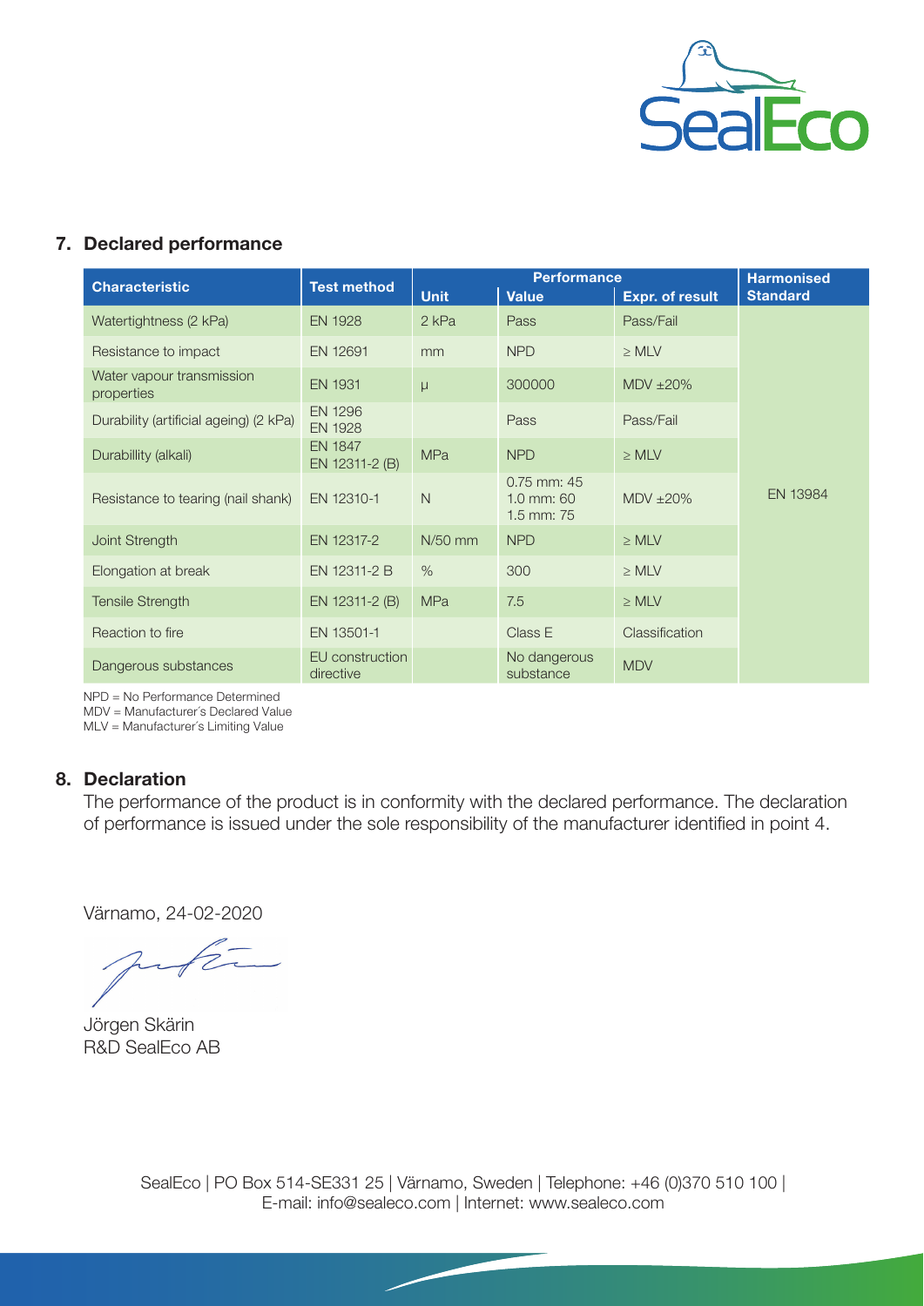## 7. Declared performance

| Characteristic | Test method | Performance | | | Harmonised Standard |
|---|---|---|---|---|---|
| | | Unit | Value | Expr. of result | |
| Watertightness (2 kPa) | EN 1928 | 2 kPa | Pass | Pass/Fail | EN 13984 |
| Resistance to impact | EN 12691 | mm | NPD | ≥ MLV | |
| Water vapour transmission properties | EN 1931 | µ | 300000 | MDV ±20% | |
| Durability (artificial ageing) (2 kPa) | EN 1296<br>EN 1928 | | Pass | Pass/Fail | |
| Durabillity (alkali) | EN 1847<br>EN 12311-2 (B) | MPa | NPD | ≥ MLV | |
| Resistance to tearing (nail shank) | EN 12310-1 | N | 0.75 mm: 45<br>1.0 mm: 60<br>1.5 mm: 75 | MDV ±20% | |
| Joint Strength | EN 12317-2 | N/50 mm | NPD | ≥ MLV | |
| Elongation at break | EN 12311-2 B | % | 300 | ≥ MLV | |
| Tensile Strength | EN 12311-2 (B) | MPa | 7.5 | ≥ MLV | |
| Reaction to fire | EN 13501-1 | | Class E | Classification | |
| Dangerous substances | EU construction directive | | No dangerous substance | MDV | |

NPD = No Performance Determined
MDV = Manufacturer´s Declared Value
MLV = Manufacturer´s Limiting Value

## 8. Declaration

The performance of the product is in conformity with the declared performance. The declaration of performance is issued under the sole responsibility of the manufacturer identified in point 4.

Värnamo, 24-02-2020

Jörgen Skärin
R&D SealEco AB

SealEco | PO Box 514-SE331 25 | Värnamo, Sweden | Telephone: +46 (0)370 510 100 |
E-mail: info@sealeco.com | Internet: www.sealeco.com